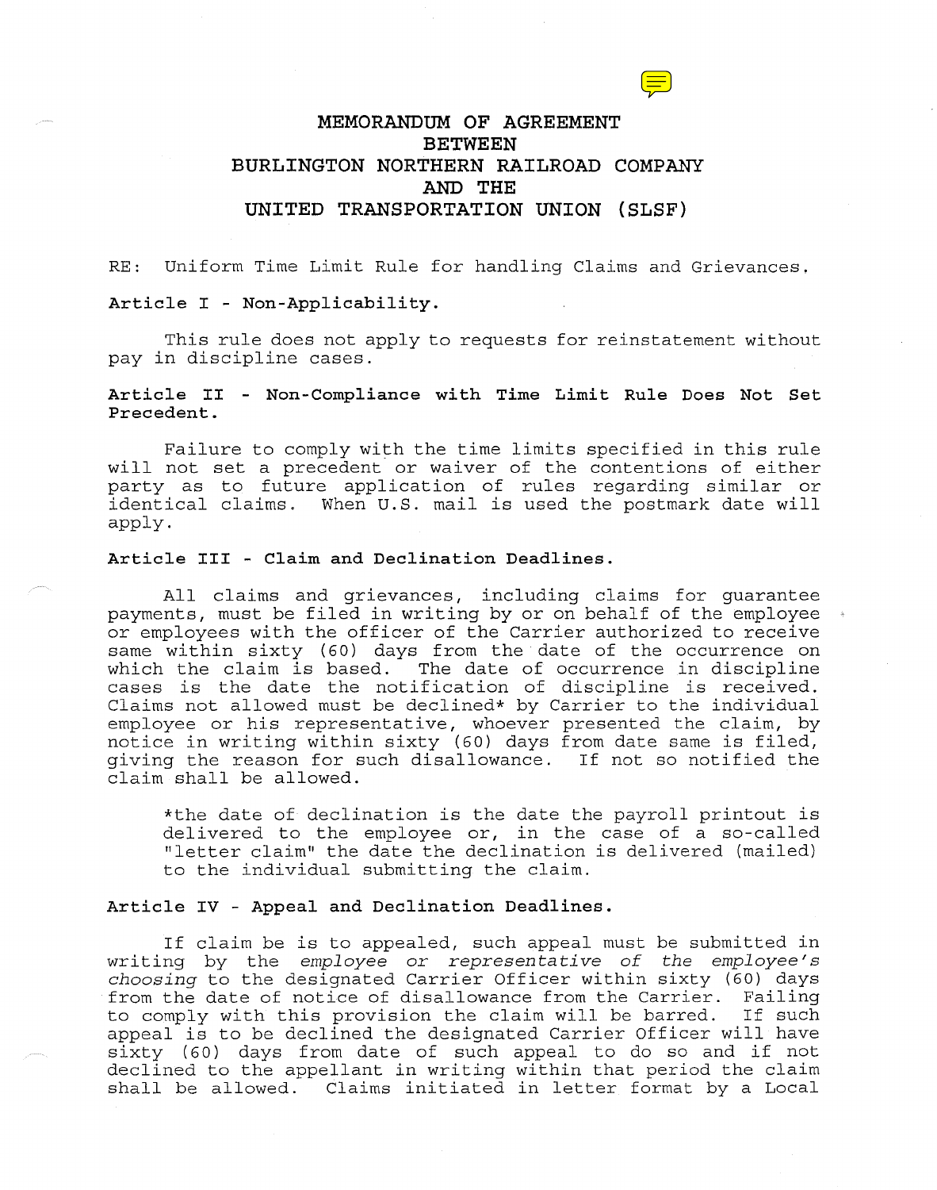# MEMORANDUM OF AGREEMENT BETWEEN BURLINGTON NORTHERN RAILROAD COMPANY AND THE UNITED TRANSPORTATION UNION (SLSF)

RE: Uniform Time Limit Rule for handling Claims and Grievances.

**Article I - Non-Applicability.**

This rule does not apply to requests for reinstatement without pay in discipline cases.

**Article II - Non-Compliance with Time Limit Rule Does Not Set Precedent.**

Failure to comply with the time limits specified in this rule will not set a precedent or waiver of the contentions of either party as to future application of rules regarding similar or identical claims. When U.S. mail is used the postmark date will apply.

**Article III - Claim and Declination Deadlines.**

All claims and grievances, including claims for guarantee payments, must be filed in writing by or on behalf of the employee or employees with the officer of the Carrier authorized to receive same within sixty (60) days from the date of the occurrence on which the claim is based. The date of occurrence in discipline cases is the date the notification of discipline is received. Claims not allowed must be declined* by Carrier to the individual employee or his representative, whoever presented the claim, by notice in writing within sixty (60) days from date same is filed, giving the reason for such disallowance. If not so notified the claim shall be allowed.

*the date of declination is the date the payroll printout is delivered to the employee or, in the case of a so-called "letter claim" the date the declination is delivered (mailed) to the individual submitting the claim.

**Article IV - Appeal and Declination Deadlines.**

If claim be is to appealed, such appeal must be submitted in writing by the *employee or representative of the employee's choosing* to the designated Carrier Officer within sixty (60) days from the date of notice of disallowance from the Carrier. Failing to comply with this provision the claim will be barred. If such appeal is to be declined the designated Carrier Officer will have sixty (60) days from date of such appeal to do so and if not declined to the appellant in writing within that period the claim shall be allowed. Claims initiated in letter format by a Local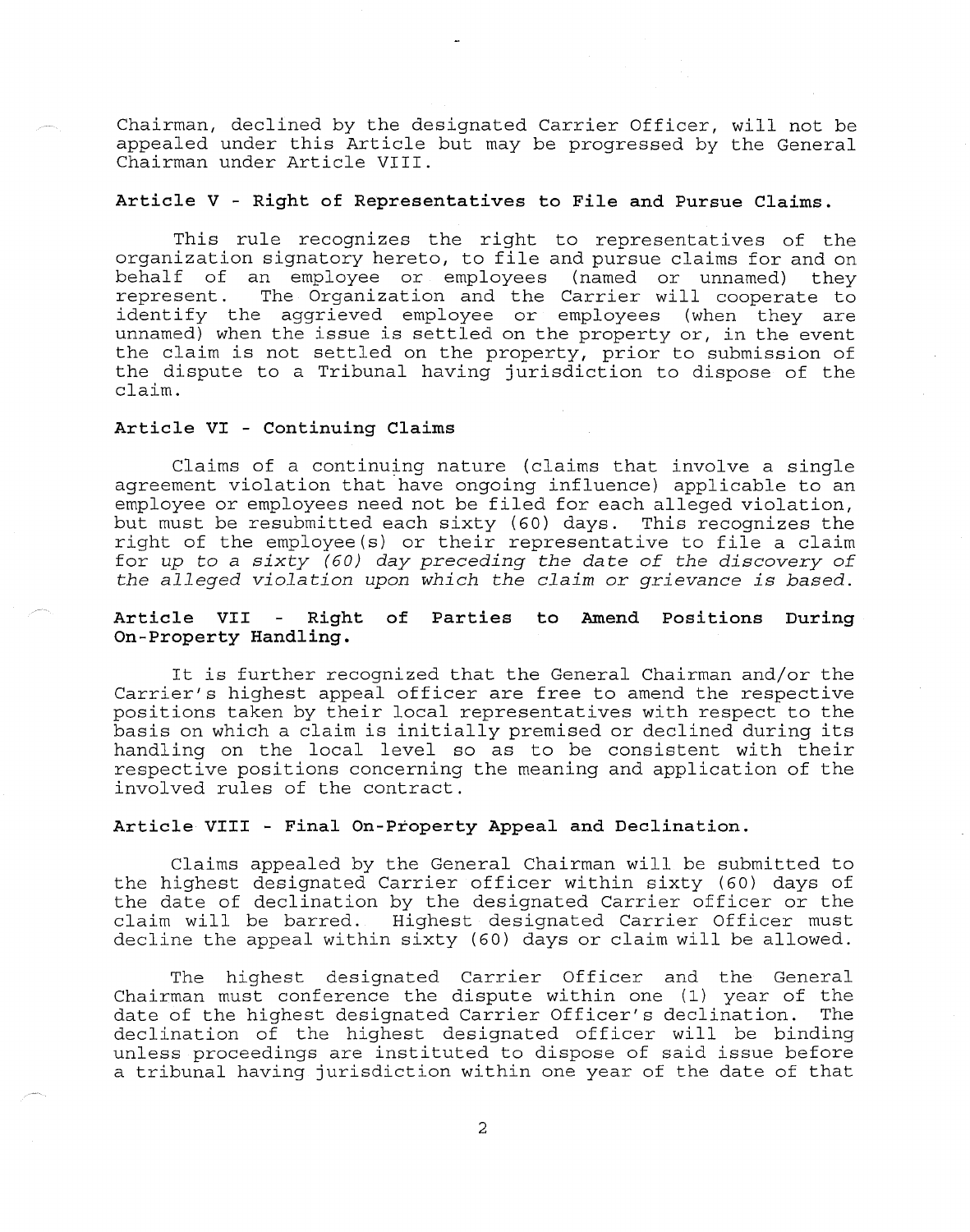Chairman, declined by the designated Carrier Officer, will not be appealed under this Article but may be progressed by the General Chairman under Article VIII.

**Article V - Right of Representatives to File and Pursue Claims.**

This rule recognizes the right to representatives of the organization signatory hereto, to file and pursue claims for and on behalf of an employee or employees (named or unnamed) they represent. The Organization and the Carrier will cooperate to identify the aggrieved employee or employees (when they are unnamed) when the issue is settled on the property or, in the event the claim is not settled on the property, prior to submission of the dispute to a Tribunal having jurisdiction to dispose of the claim.

**Article VI - Continuing Claims**

Claims of a continuing nature (claims that involve a single agreement violation that have ongoing influence) applicable to an employee or employees need not be filed for each alleged violation, but must be resubmitted each sixty (60) days. This recognizes the right of the employee(s) or their representative to file a claim for *up to a sixty (60) day preceding the date of the discovery of the alleged violation upon which the claim or grievance is based.*

**Article VII - Right of Parties to Amend Positions During On-Property Handling.**

It is further recognized that the General Chairman and/or the Carrier's highest appeal officer are free to amend the respective positions taken by their local representatives with respect to the basis on which a claim is initially premised or declined during its handling on the local level so as to be consistent with their respective positions concerning the meaning and application of the involved rules of the contract.

**Article VIII - Final On-Property Appeal and Declination.**

Claims appealed by the General Chairman will be submitted to the highest designated Carrier officer within sixty (60) days of the date of declination by the designated Carrier officer or the claim will be barred. Highest designated Carrier Officer must decline the appeal within sixty (60) days or claim will be allowed.

The highest designated Carrier Officer and the General Chairman must conference the dispute within one (1) year of the date of the highest designated Carrier Officer's declination. The declination of the highest designated officer will be binding unless proceedings are instituted to dispose of said issue before a tribunal having jurisdiction within one year of the date of that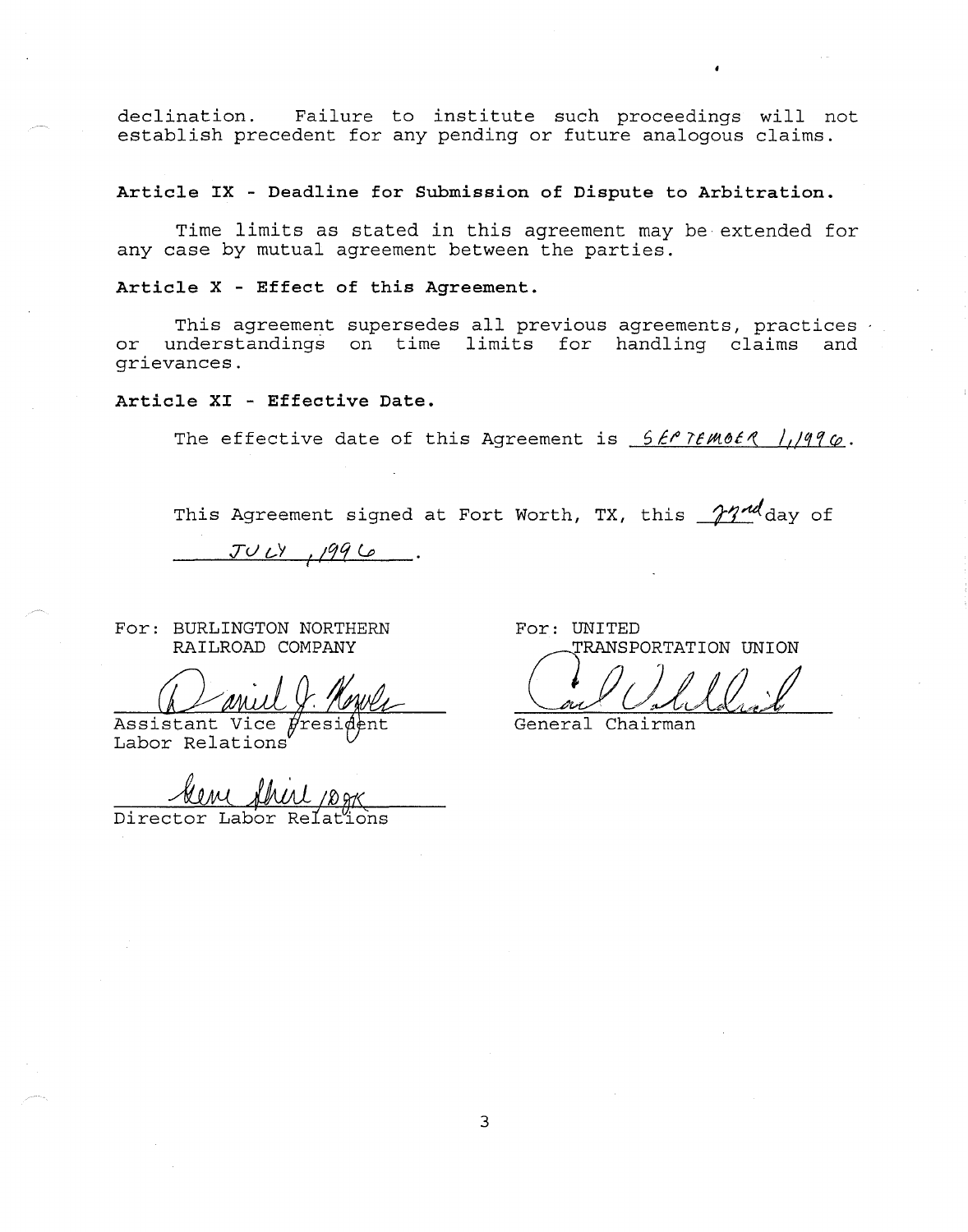declination. Failure to institute such proceedings will not establish precedent for any pending or future analogous claims.

**Article IX - Deadline for Submission of Dispute to Arbitration.**

Time limits as stated in this agreement may be extended for any case by mutual agreement between the parties.

**Article X - Effect of this Agreement.**

This agreement supersedes all previous agreements, practices or understandings on time limits for handling claims and grievances.

**Article XI - Effective Date.**

The effective date of this Agreement is _SEPTEMBER 1, 1996_.

This Agreement signed at Fort Worth, TX, this _22nd_ day of _JULY, 1996_.

For: BURLINGTON NORTHERN RAILROAD COMPANY

Daniel J. Koyle
Assistant Vice President
Labor Relations

Gene Shire/DJK
Director Labor Relations

For: UNITED TRANSPORTATION UNION

Carl Waldrip
General Chairman